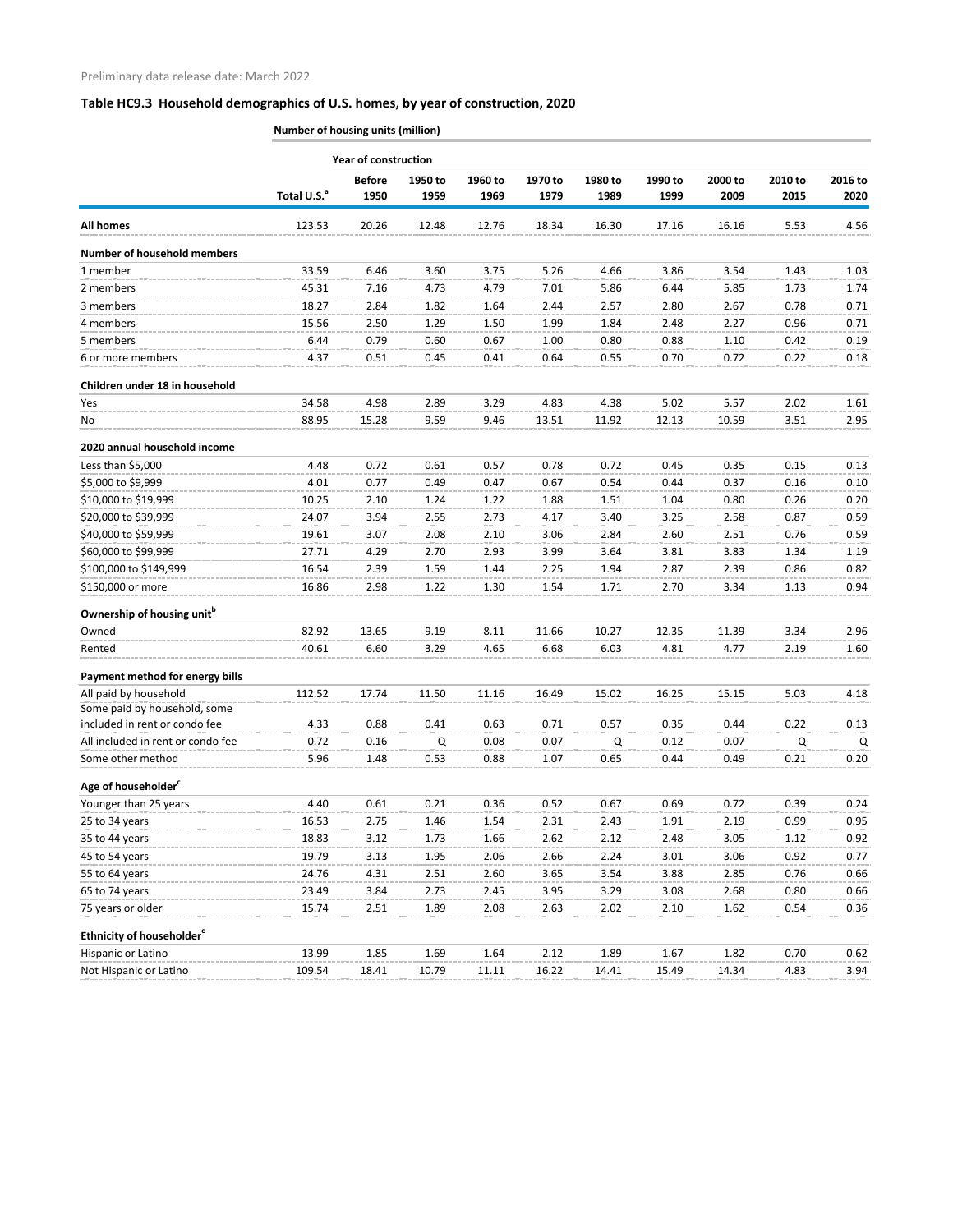Preliminary data release date: March 2022

## Table HC9.3 Household demographics of U.S. homes, by year of construction, 2020

**Number of housing units (million)**

| | | Year of construction | | | | | | | | |
|---|---|---|---|---|---|---|---|---|---|---|
| | Total U.S.[a] | Before 1950 | 1950 to 1959 | 1960 to 1969 | 1970 to 1979 | 1980 to 1989 | 1990 to 1999 | 2000 to 2009 | 2010 to 2015 | 2016 to 2020 |
| **All homes** | 123.53 | 20.26 | 12.48 | 12.76 | 18.34 | 16.30 | 17.16 | 16.16 | 5.53 | 4.56 |
| **Number of household members** | | | | | | | | | | |
| 1 member | 33.59 | 6.46 | 3.60 | 3.75 | 5.26 | 4.66 | 3.86 | 3.54 | 1.43 | 1.03 |
| 2 members | 45.31 | 7.16 | 4.73 | 4.79 | 7.01 | 5.86 | 6.44 | 5.85 | 1.73 | 1.74 |
| 3 members | 18.27 | 2.84 | 1.82 | 1.64 | 2.44 | 2.57 | 2.80 | 2.67 | 0.78 | 0.71 |
| 4 members | 15.56 | 2.50 | 1.29 | 1.50 | 1.99 | 1.84 | 2.48 | 2.27 | 0.96 | 0.71 |
| 5 members | 6.44 | 0.79 | 0.60 | 0.67 | 1.00 | 0.80 | 0.88 | 1.10 | 0.42 | 0.19 |
| 6 or more members | 4.37 | 0.51 | 0.45 | 0.41 | 0.64 | 0.55 | 0.70 | 0.72 | 0.22 | 0.18 |
| **Children under 18 in household** | | | | | | | | | | |
| Yes | 34.58 | 4.98 | 2.89 | 3.29 | 4.83 | 4.38 | 5.02 | 5.57 | 2.02 | 1.61 |
| No | 88.95 | 15.28 | 9.59 | 9.46 | 13.51 | 11.92 | 12.13 | 10.59 | 3.51 | 2.95 |
| **2020 annual household income** | | | | | | | | | | |
| Less than $5,000 | 4.48 | 0.72 | 0.61 | 0.57 | 0.78 | 0.72 | 0.45 | 0.35 | 0.15 | 0.13 |
| $5,000 to $9,999 | 4.01 | 0.77 | 0.49 | 0.47 | 0.67 | 0.54 | 0.44 | 0.37 | 0.16 | 0.10 |
| $10,000 to $19,999 | 10.25 | 2.10 | 1.24 | 1.22 | 1.88 | 1.51 | 1.04 | 0.80 | 0.26 | 0.20 |
| $20,000 to $39,999 | 24.07 | 3.94 | 2.55 | 2.73 | 4.17 | 3.40 | 3.25 | 2.58 | 0.87 | 0.59 |
| $40,000 to $59,999 | 19.61 | 3.07 | 2.08 | 2.10 | 3.06 | 2.84 | 2.60 | 2.51 | 0.76 | 0.59 |
| $60,000 to $99,999 | 27.71 | 4.29 | 2.70 | 2.93 | 3.99 | 3.64 | 3.81 | 3.83 | 1.34 | 1.19 |
| $100,000 to $149,999 | 16.54 | 2.39 | 1.59 | 1.44 | 2.25 | 1.94 | 2.87 | 2.39 | 0.86 | 0.82 |
| $150,000 or more | 16.86 | 2.98 | 1.22 | 1.30 | 1.54 | 1.71 | 2.70 | 3.34 | 1.13 | 0.94 |
| **Ownership of housing unit[b]** | | | | | | | | | | |
| Owned | 82.92 | 13.65 | 9.19 | 8.11 | 11.66 | 10.27 | 12.35 | 11.39 | 3.34 | 2.96 |
| Rented | 40.61 | 6.60 | 3.29 | 4.65 | 6.68 | 6.03 | 4.81 | 4.77 | 2.19 | 1.60 |
| **Payment method for energy bills** | | | | | | | | | | |
| All paid by household | 112.52 | 17.74 | 11.50 | 11.16 | 16.49 | 15.02 | 16.25 | 15.15 | 5.03 | 4.18 |
| Some paid by household, some included in rent or condo fee | 4.33 | 0.88 | 0.41 | 0.63 | 0.71 | 0.57 | 0.35 | 0.44 | 0.22 | 0.13 |
| All included in rent or condo fee | 0.72 | 0.16 | Q | 0.08 | 0.07 | Q | 0.12 | 0.07 | Q | Q |
| Some other method | 5.96 | 1.48 | 0.53 | 0.88 | 1.07 | 0.65 | 0.44 | 0.49 | 0.21 | 0.20 |
| **Age of householder[c]** | | | | | | | | | | |
| Younger than 25 years | 4.40 | 0.61 | 0.21 | 0.36 | 0.52 | 0.67 | 0.69 | 0.72 | 0.39 | 0.24 |
| 25 to 34 years | 16.53 | 2.75 | 1.46 | 1.54 | 2.31 | 2.43 | 1.91 | 2.19 | 0.99 | 0.95 |
| 35 to 44 years | 18.83 | 3.12 | 1.73 | 1.66 | 2.62 | 2.12 | 2.48 | 3.05 | 1.12 | 0.92 |
| 45 to 54 years | 19.79 | 3.13 | 1.95 | 2.06 | 2.66 | 2.24 | 3.01 | 3.06 | 0.92 | 0.77 |
| 55 to 64 years | 24.76 | 4.31 | 2.51 | 2.60 | 3.65 | 3.54 | 3.88 | 2.85 | 0.76 | 0.66 |
| 65 to 74 years | 23.49 | 3.84 | 2.73 | 2.45 | 3.95 | 3.29 | 3.08 | 2.68 | 0.80 | 0.66 |
| 75 years or older | 15.74 | 2.51 | 1.89 | 2.08 | 2.63 | 2.02 | 2.10 | 1.62 | 0.54 | 0.36 |
| **Ethnicity of householder[c]** | | | | | | | | | | |
| Hispanic or Latino | 13.99 | 1.85 | 1.69 | 1.64 | 2.12 | 1.89 | 1.67 | 1.82 | 0.70 | 0.62 |
| Not Hispanic or Latino | 109.54 | 18.41 | 10.79 | 11.11 | 16.22 | 14.41 | 15.49 | 14.34 | 4.83 | 3.94 |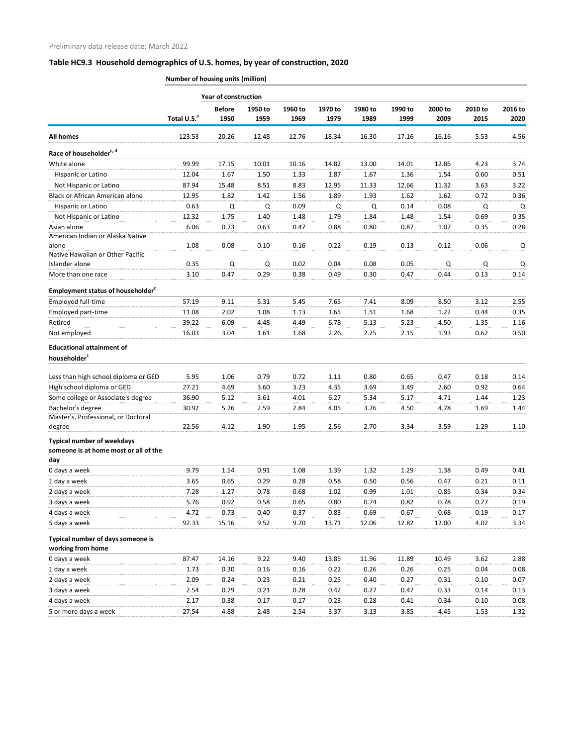Preliminary data release date: March 2022

## Table HC9.3 Household demographics of U.S. homes, by year of construction, 2020

**Number of housing units (million)**

| | | Year of construction | | | | | | | | |
|---|---|---|---|---|---|---|---|---|---|---|
| | Total U.S.[a] | Before 1950 | 1950 to 1959 | 1960 to 1969 | 1970 to 1979 | 1980 to 1989 | 1990 to 1999 | 2000 to 2009 | 2010 to 2015 | 2016 to 2020 |
| **All homes** | 123.53 | 20.26 | 12.48 | 12.76 | 18.34 | 16.30 | 17.16 | 16.16 | 5.53 | 4.56 |
| **Race of householder[c, d]** | | | | | | | | | | |
| White alone | 99.99 | 17.15 | 10.01 | 10.16 | 14.82 | 13.00 | 14.01 | 12.86 | 4.23 | 3.74 |
| Hispanic or Latino | 12.04 | 1.67 | 1.50 | 1.33 | 1.87 | 1.67 | 1.36 | 1.54 | 0.60 | 0.51 |
| Not Hispanic or Latino | 87.94 | 15.48 | 8.51 | 8.83 | 12.95 | 11.33 | 12.66 | 11.32 | 3.63 | 3.22 |
| Black or African American alone | 12.95 | 1.82 | 1.42 | 1.56 | 1.89 | 1.93 | 1.62 | 1.62 | 0.72 | 0.36 |
| Hispanic or Latino | 0.63 | Q | Q | 0.09 | Q | Q | 0.14 | 0.08 | Q | Q |
| Not Hispanic or Latino | 12.32 | 1.75 | 1.40 | 1.48 | 1.79 | 1.84 | 1.48 | 1.54 | 0.69 | 0.35 |
| Asian alone | 6.06 | 0.73 | 0.63 | 0.47 | 0.88 | 0.80 | 0.87 | 1.07 | 0.35 | 0.28 |
| American Indian or Alaska Native alone | 1.08 | 0.08 | 0.10 | 0.16 | 0.22 | 0.19 | 0.13 | 0.12 | 0.06 | Q |
| Native Hawaiian or Other Pacific Islander alone | 0.35 | Q | Q | 0.02 | 0.04 | 0.08 | 0.05 | Q | Q | Q |
| More than one race | 3.10 | 0.47 | 0.29 | 0.38 | 0.49 | 0.30 | 0.47 | 0.44 | 0.13 | 0.14 |
| **Employment status of householder[c]** | | | | | | | | | | |
| Employed full-time | 57.19 | 9.11 | 5.31 | 5.45 | 7.65 | 7.41 | 8.09 | 8.50 | 3.12 | 2.55 |
| Employed part-time | 11.08 | 2.02 | 1.08 | 1.13 | 1.65 | 1.51 | 1.68 | 1.22 | 0.44 | 0.35 |
| Retired | 39.22 | 6.09 | 4.48 | 4.49 | 6.78 | 5.13 | 5.23 | 4.50 | 1.35 | 1.16 |
| Not employed | 16.03 | 3.04 | 1.61 | 1.68 | 2.26 | 2.25 | 2.15 | 1.93 | 0.62 | 0.50 |
| **Educational attainment of householder[c]** | | | | | | | | | | |
| Less than high school diploma or GED | 5.95 | 1.06 | 0.79 | 0.72 | 1.11 | 0.80 | 0.65 | 0.47 | 0.18 | 0.14 |
| High school diploma or GED | 27.21 | 4.69 | 3.60 | 3.23 | 4.35 | 3.69 | 3.49 | 2.60 | 0.92 | 0.64 |
| Some college or Associate's degree | 36.90 | 5.12 | 3.61 | 4.01 | 6.27 | 5.34 | 5.17 | 4.71 | 1.44 | 1.23 |
| Bachelor's degree | 30.92 | 5.26 | 2.59 | 2.84 | 4.05 | 3.76 | 4.50 | 4.78 | 1.69 | 1.44 |
| Master's, Professional, or Doctoral degree | 22.56 | 4.12 | 1.90 | 1.95 | 2.56 | 2.70 | 3.34 | 3.59 | 1.29 | 1.10 |
| **Typical number of weekdays someone is at home most or all of the day** | | | | | | | | | | |
| 0 days a week | 9.79 | 1.54 | 0.91 | 1.08 | 1.39 | 1.32 | 1.29 | 1.38 | 0.49 | 0.41 |
| 1 day a week | 3.65 | 0.65 | 0.29 | 0.28 | 0.58 | 0.50 | 0.56 | 0.47 | 0.21 | 0.11 |
| 2 days a week | 7.28 | 1.27 | 0.78 | 0.68 | 1.02 | 0.99 | 1.01 | 0.85 | 0.34 | 0.34 |
| 3 days a week | 5.76 | 0.92 | 0.58 | 0.65 | 0.80 | 0.74 | 0.82 | 0.78 | 0.27 | 0.19 |
| 4 days a week | 4.72 | 0.73 | 0.40 | 0.37 | 0.83 | 0.69 | 0.67 | 0.68 | 0.19 | 0.17 |
| 5 days a week | 92.33 | 15.16 | 9.52 | 9.70 | 13.71 | 12.06 | 12.82 | 12.00 | 4.02 | 3.34 |
| **Typical number of days someone is working from home** | | | | | | | | | | |
| 0 days a week | 87.47 | 14.16 | 9.22 | 9.40 | 13.85 | 11.96 | 11.89 | 10.49 | 3.62 | 2.88 |
| 1 day a week | 1.73 | 0.30 | 0.16 | 0.16 | 0.22 | 0.26 | 0.26 | 0.25 | 0.04 | 0.08 |
| 2 days a week | 2.09 | 0.24 | 0.23 | 0.21 | 0.25 | 0.40 | 0.27 | 0.31 | 0.10 | 0.07 |
| 3 days a week | 2.54 | 0.29 | 0.21 | 0.28 | 0.42 | 0.27 | 0.47 | 0.33 | 0.14 | 0.13 |
| 4 days a week | 2.17 | 0.38 | 0.17 | 0.17 | 0.23 | 0.28 | 0.41 | 0.34 | 0.10 | 0.08 |
| 5 or more days a week | 27.54 | 4.88 | 2.48 | 2.54 | 3.37 | 3.13 | 3.85 | 4.45 | 1.53 | 1.32 |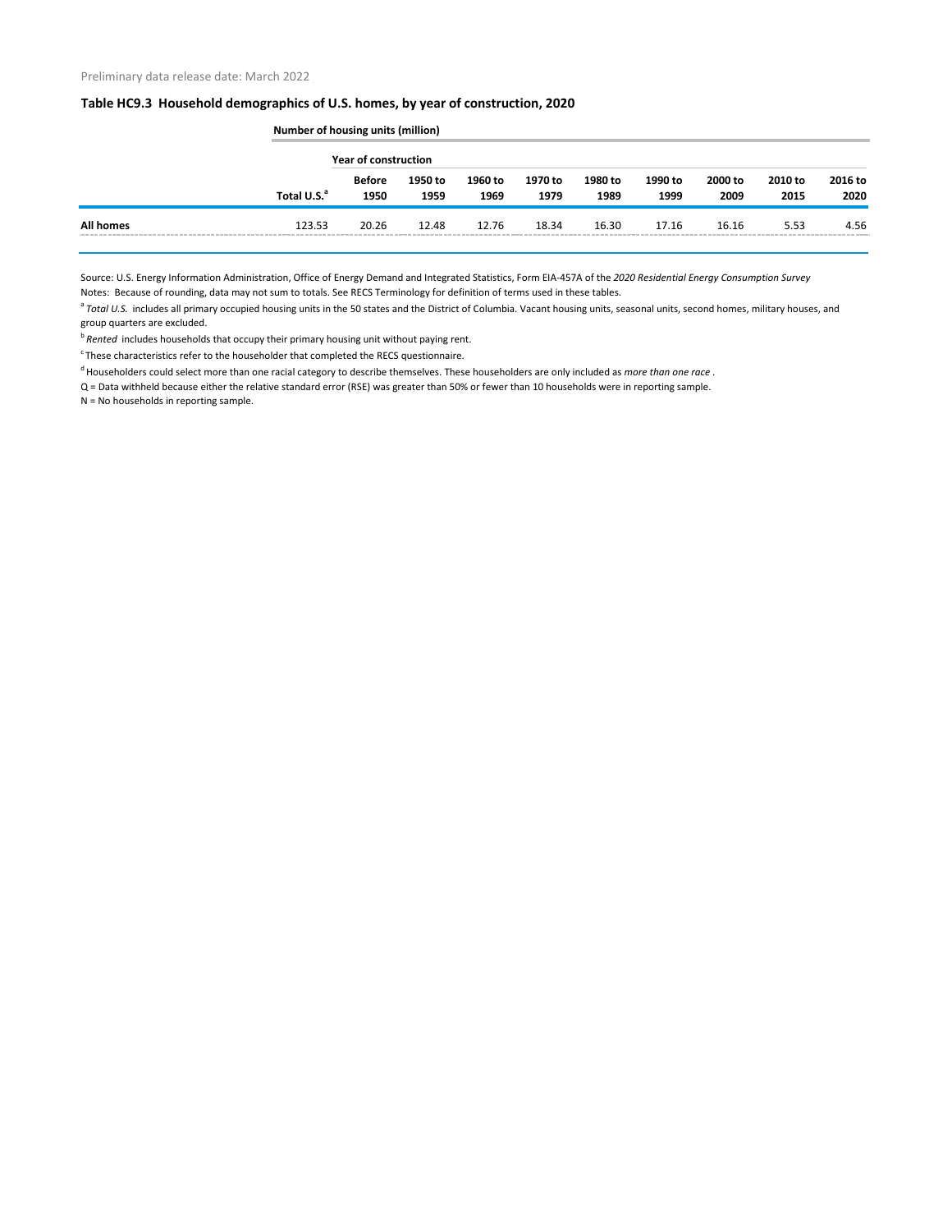Preliminary data release date: March 2022

### Table HC9.3 Household demographics of U.S. homes, by year of construction, 2020

| | Number of housing units (million) | | | | | | | | | |
|---|---|---|---|---|---|---|---|---|---|---|
| | | Year of construction | | | | | | | | |
| | Total U.S.[a] | Before 1950 | 1950 to 1959 | 1960 to 1969 | 1970 to 1979 | 1980 to 1989 | 1990 to 1999 | 2000 to 2009 | 2010 to 2015 | 2016 to 2020 |
| **All homes** | 123.53 | 20.26 | 12.48 | 12.76 | 18.34 | 16.30 | 17.16 | 16.16 | 5.53 | 4.56 |

Source: U.S. Energy Information Administration, Office of Energy Demand and Integrated Statistics, Form EIA-457A of the *2020 Residential Energy Consumption Survey*

Notes: Because of rounding, data may not sum to totals. See RECS Terminology for definition of terms used in these tables.

[a] *Total U.S.* includes all primary occupied housing units in the 50 states and the District of Columbia. Vacant housing units, seasonal units, second homes, military houses, and group quarters are excluded.

[b] *Rented* includes households that occupy their primary housing unit without paying rent.

[c] These characteristics refer to the householder that completed the RECS questionnaire.

[d] Householders could select more than one racial category to describe themselves. These householders are only included as *more than one race* .

Q = Data withheld because either the relative standard error (RSE) was greater than 50% or fewer than 10 households were in reporting sample.

N = No households in reporting sample.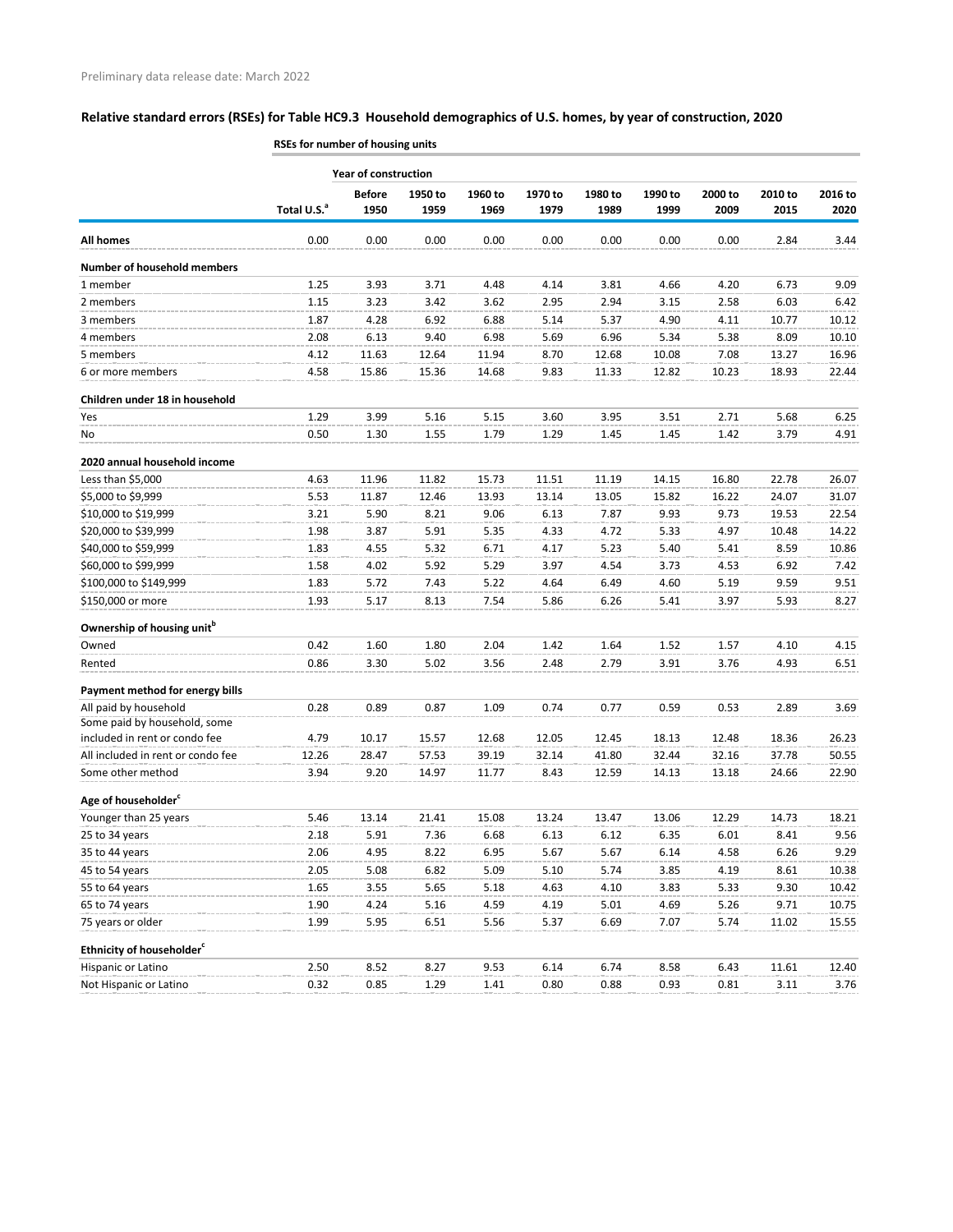Preliminary data release date: March 2022

## Relative standard errors (RSEs) for Table HC9.3 Household demographics of U.S. homes, by year of construction, 2020

**RSEs for number of housing units**

| | | Year of construction | | | | | | | | |
|---|---|---|---|---|---|---|---|---|---|---|
| | Total U.S.[a] | Before 1950 | 1950 to 1959 | 1960 to 1969 | 1970 to 1979 | 1980 to 1989 | 1990 to 1999 | 2000 to 2009 | 2010 to 2015 | 2016 to 2020 |
| **All homes** | 0.00 | 0.00 | 0.00 | 0.00 | 0.00 | 0.00 | 0.00 | 0.00 | 2.84 | 3.44 |
| **Number of household members** | | | | | | | | | | |
| 1 member | 1.25 | 3.93 | 3.71 | 4.48 | 4.14 | 3.81 | 4.66 | 4.20 | 6.73 | 9.09 |
| 2 members | 1.15 | 3.23 | 3.42 | 3.62 | 2.95 | 2.94 | 3.15 | 2.58 | 6.03 | 6.42 |
| 3 members | 1.87 | 4.28 | 6.92 | 6.88 | 5.14 | 5.37 | 4.90 | 4.11 | 10.77 | 10.12 |
| 4 members | 2.08 | 6.13 | 9.40 | 6.98 | 5.69 | 6.96 | 5.34 | 5.38 | 8.09 | 10.10 |
| 5 members | 4.12 | 11.63 | 12.64 | 11.94 | 8.70 | 12.68 | 10.08 | 7.08 | 13.27 | 16.96 |
| 6 or more members | 4.58 | 15.86 | 15.36 | 14.68 | 9.83 | 11.33 | 12.82 | 10.23 | 18.93 | 22.44 |
| **Children under 18 in household** | | | | | | | | | | |
| Yes | 1.29 | 3.99 | 5.16 | 5.15 | 3.60 | 3.95 | 3.51 | 2.71 | 5.68 | 6.25 |
| No | 0.50 | 1.30 | 1.55 | 1.79 | 1.29 | 1.45 | 1.45 | 1.42 | 3.79 | 4.91 |
| **2020 annual household income** | | | | | | | | | | |
| Less than $5,000 | 4.63 | 11.96 | 11.82 | 15.73 | 11.51 | 11.19 | 14.15 | 16.80 | 22.78 | 26.07 |
| $5,000 to $9,999 | 5.53 | 11.87 | 12.46 | 13.93 | 13.14 | 13.05 | 15.82 | 16.22 | 24.07 | 31.07 |
| $10,000 to $19,999 | 3.21 | 5.90 | 8.21 | 9.06 | 6.13 | 7.87 | 9.93 | 9.73 | 19.53 | 22.54 |
| $20,000 to $39,999 | 1.98 | 3.87 | 5.91 | 5.35 | 4.33 | 4.72 | 5.33 | 4.97 | 10.48 | 14.22 |
| $40,000 to $59,999 | 1.83 | 4.55 | 5.32 | 6.71 | 4.17 | 5.23 | 5.40 | 5.41 | 8.59 | 10.86 |
| $60,000 to $99,999 | 1.58 | 4.02 | 5.92 | 5.29 | 3.97 | 4.54 | 3.73 | 4.53 | 6.92 | 7.42 |
| $100,000 to $149,999 | 1.83 | 5.72 | 7.43 | 5.22 | 4.64 | 6.49 | 4.60 | 5.19 | 9.59 | 9.51 |
| $150,000 or more | 1.93 | 5.17 | 8.13 | 7.54 | 5.86 | 6.26 | 5.41 | 3.97 | 5.93 | 8.27 |
| **Ownership of housing unit[b]** | | | | | | | | | | |
| Owned | 0.42 | 1.60 | 1.80 | 2.04 | 1.42 | 1.64 | 1.52 | 1.57 | 4.10 | 4.15 |
| Rented | 0.86 | 3.30 | 5.02 | 3.56 | 2.48 | 2.79 | 3.91 | 3.76 | 4.93 | 6.51 |
| **Payment method for energy bills** | | | | | | | | | | |
| All paid by household | 0.28 | 0.89 | 0.87 | 1.09 | 0.74 | 0.77 | 0.59 | 0.53 | 2.89 | 3.69 |
| Some paid by household, some included in rent or condo fee | 4.79 | 10.17 | 15.57 | 12.68 | 12.05 | 12.45 | 18.13 | 12.48 | 18.36 | 26.23 |
| All included in rent or condo fee | 12.26 | 28.47 | 57.53 | 39.19 | 32.14 | 41.80 | 32.44 | 32.16 | 37.78 | 50.55 |
| Some other method | 3.94 | 9.20 | 14.97 | 11.77 | 8.43 | 12.59 | 14.13 | 13.18 | 24.66 | 22.90 |
| **Age of householder[c]** | | | | | | | | | | |
| Younger than 25 years | 5.46 | 13.14 | 21.41 | 15.08 | 13.24 | 13.47 | 13.06 | 12.29 | 14.73 | 18.21 |
| 25 to 34 years | 2.18 | 5.91 | 7.36 | 6.68 | 6.13 | 6.12 | 6.35 | 6.01 | 8.41 | 9.56 |
| 35 to 44 years | 2.06 | 4.95 | 8.22 | 6.95 | 5.67 | 5.67 | 6.14 | 4.58 | 6.26 | 9.29 |
| 45 to 54 years | 2.05 | 5.08 | 6.82 | 5.09 | 5.10 | 5.74 | 3.85 | 4.19 | 8.61 | 10.38 |
| 55 to 64 years | 1.65 | 3.55 | 5.65 | 5.18 | 4.63 | 4.10 | 3.83 | 5.33 | 9.30 | 10.42 |
| 65 to 74 years | 1.90 | 4.24 | 5.16 | 4.59 | 4.19 | 5.01 | 4.69 | 5.26 | 9.71 | 10.75 |
| 75 years or older | 1.99 | 5.95 | 6.51 | 5.56 | 5.37 | 6.69 | 7.07 | 5.74 | 11.02 | 15.55 |
| **Ethnicity of householder[c]** | | | | | | | | | | |
| Hispanic or Latino | 2.50 | 8.52 | 8.27 | 9.53 | 6.14 | 6.74 | 8.58 | 6.43 | 11.61 | 12.40 |
| Not Hispanic or Latino | 0.32 | 0.85 | 1.29 | 1.41 | 0.80 | 0.88 | 0.93 | 0.81 | 3.11 | 3.76 |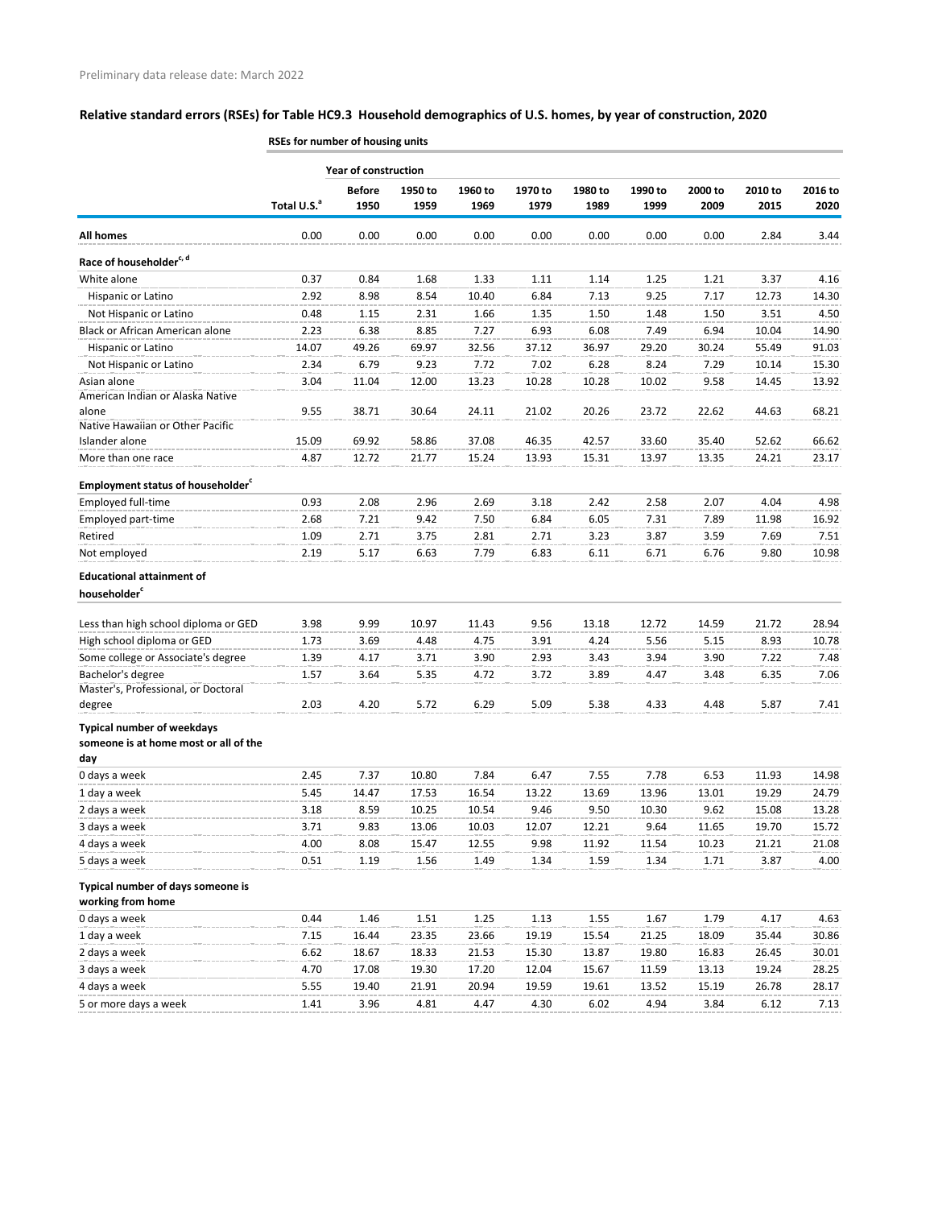Preliminary data release date: March 2022

## Relative standard errors (RSEs) for Table HC9.3 Household demographics of U.S. homes, by year of construction, 2020

| | RSEs for number of housing units | | | | | | | | | |
|---|---|---|---|---|---|---|---|---|---|---|
| | | Year of construction | | | | | | | | |
| | Total U.S.[a] | Before 1950 | 1950 to 1959 | 1960 to 1969 | 1970 to 1979 | 1980 to 1989 | 1990 to 1999 | 2000 to 2009 | 2010 to 2015 | 2016 to 2020 |
| **All homes** | 0.00 | 0.00 | 0.00 | 0.00 | 0.00 | 0.00 | 0.00 | 0.00 | 2.84 | 3.44 |
| **Race of householder[c, d]** | | | | | | | | | | |
| White alone | 0.37 | 0.84 | 1.68 | 1.33 | 1.11 | 1.14 | 1.25 | 1.21 | 3.37 | 4.16 |
| Hispanic or Latino | 2.92 | 8.98 | 8.54 | 10.40 | 6.84 | 7.13 | 9.25 | 7.17 | 12.73 | 14.30 |
| Not Hispanic or Latino | 0.48 | 1.15 | 2.31 | 1.66 | 1.35 | 1.50 | 1.48 | 1.50 | 3.51 | 4.50 |
| Black or African American alone | 2.23 | 6.38 | 8.85 | 7.27 | 6.93 | 6.08 | 7.49 | 6.94 | 10.04 | 14.90 |
| Hispanic or Latino | 14.07 | 49.26 | 69.97 | 32.56 | 37.12 | 36.97 | 29.20 | 30.24 | 55.49 | 91.03 |
| Not Hispanic or Latino | 2.34 | 6.79 | 9.23 | 7.72 | 7.02 | 6.28 | 8.24 | 7.29 | 10.14 | 15.30 |
| Asian alone | 3.04 | 11.04 | 12.00 | 13.23 | 10.28 | 10.28 | 10.02 | 9.58 | 14.45 | 13.92 |
| American Indian or Alaska Native alone | 9.55 | 38.71 | 30.64 | 24.11 | 21.02 | 20.26 | 23.72 | 22.62 | 44.63 | 68.21 |
| Native Hawaiian or Other Pacific Islander alone | 15.09 | 69.92 | 58.86 | 37.08 | 46.35 | 42.57 | 33.60 | 35.40 | 52.62 | 66.62 |
| More than one race | 4.87 | 12.72 | 21.77 | 15.24 | 13.93 | 15.31 | 13.97 | 13.35 | 24.21 | 23.17 |
| **Employment status of householder[c]** | | | | | | | | | | |
| Employed full-time | 0.93 | 2.08 | 2.96 | 2.69 | 3.18 | 2.42 | 2.58 | 2.07 | 4.04 | 4.98 |
| Employed part-time | 2.68 | 7.21 | 9.42 | 7.50 | 6.84 | 6.05 | 7.31 | 7.89 | 11.98 | 16.92 |
| Retired | 1.09 | 2.71 | 3.75 | 2.81 | 2.71 | 3.23 | 3.87 | 3.59 | 7.69 | 7.51 |
| Not employed | 2.19 | 5.17 | 6.63 | 7.79 | 6.83 | 6.11 | 6.71 | 6.76 | 9.80 | 10.98 |
| **Educational attainment of householder[c]** | | | | | | | | | | |
| Less than high school diploma or GED | 3.98 | 9.99 | 10.97 | 11.43 | 9.56 | 13.18 | 12.72 | 14.59 | 21.72 | 28.94 |
| High school diploma or GED | 1.73 | 3.69 | 4.48 | 4.75 | 3.91 | 4.24 | 5.56 | 5.15 | 8.93 | 10.78 |
| Some college or Associate's degree | 1.39 | 4.17 | 3.71 | 3.90 | 2.93 | 3.43 | 3.94 | 3.90 | 7.22 | 7.48 |
| Bachelor's degree | 1.57 | 3.64 | 5.35 | 4.72 | 3.72 | 3.89 | 4.47 | 3.48 | 6.35 | 7.06 |
| Master's, Professional, or Doctoral degree | 2.03 | 4.20 | 5.72 | 6.29 | 5.09 | 5.38 | 4.33 | 4.48 | 5.87 | 7.41 |
| **Typical number of weekdays someone is at home most or all of the day** | | | | | | | | | | |
| 0 days a week | 2.45 | 7.37 | 10.80 | 7.84 | 6.47 | 7.55 | 7.78 | 6.53 | 11.93 | 14.98 |
| 1 day a week | 5.45 | 14.47 | 17.53 | 16.54 | 13.22 | 13.69 | 13.96 | 13.01 | 19.29 | 24.79 |
| 2 days a week | 3.18 | 8.59 | 10.25 | 10.54 | 9.46 | 9.50 | 10.30 | 9.62 | 15.08 | 13.28 |
| 3 days a week | 3.71 | 9.83 | 13.06 | 10.03 | 12.07 | 12.21 | 9.64 | 11.65 | 19.70 | 15.72 |
| 4 days a week | 4.00 | 8.08 | 15.47 | 12.55 | 9.98 | 11.92 | 11.54 | 10.23 | 21.21 | 21.08 |
| 5 days a week | 0.51 | 1.19 | 1.56 | 1.49 | 1.34 | 1.59 | 1.34 | 1.71 | 3.87 | 4.00 |
| **Typical number of days someone is working from home** | | | | | | | | | | |
| 0 days a week | 0.44 | 1.46 | 1.51 | 1.25 | 1.13 | 1.55 | 1.67 | 1.79 | 4.17 | 4.63 |
| 1 day a week | 7.15 | 16.44 | 23.35 | 23.66 | 19.19 | 15.54 | 21.25 | 18.09 | 35.44 | 30.86 |
| 2 days a week | 6.62 | 18.67 | 18.33 | 21.53 | 15.30 | 13.87 | 19.80 | 16.83 | 26.45 | 30.01 |
| 3 days a week | 4.70 | 17.08 | 19.30 | 17.20 | 12.04 | 15.67 | 11.59 | 13.13 | 19.24 | 28.25 |
| 4 days a week | 5.55 | 19.40 | 21.91 | 20.94 | 19.59 | 19.61 | 13.52 | 15.19 | 26.78 | 28.17 |
| 5 or more days a week | 1.41 | 3.96 | 4.81 | 4.47 | 4.30 | 6.02 | 4.94 | 3.84 | 6.12 | 7.13 |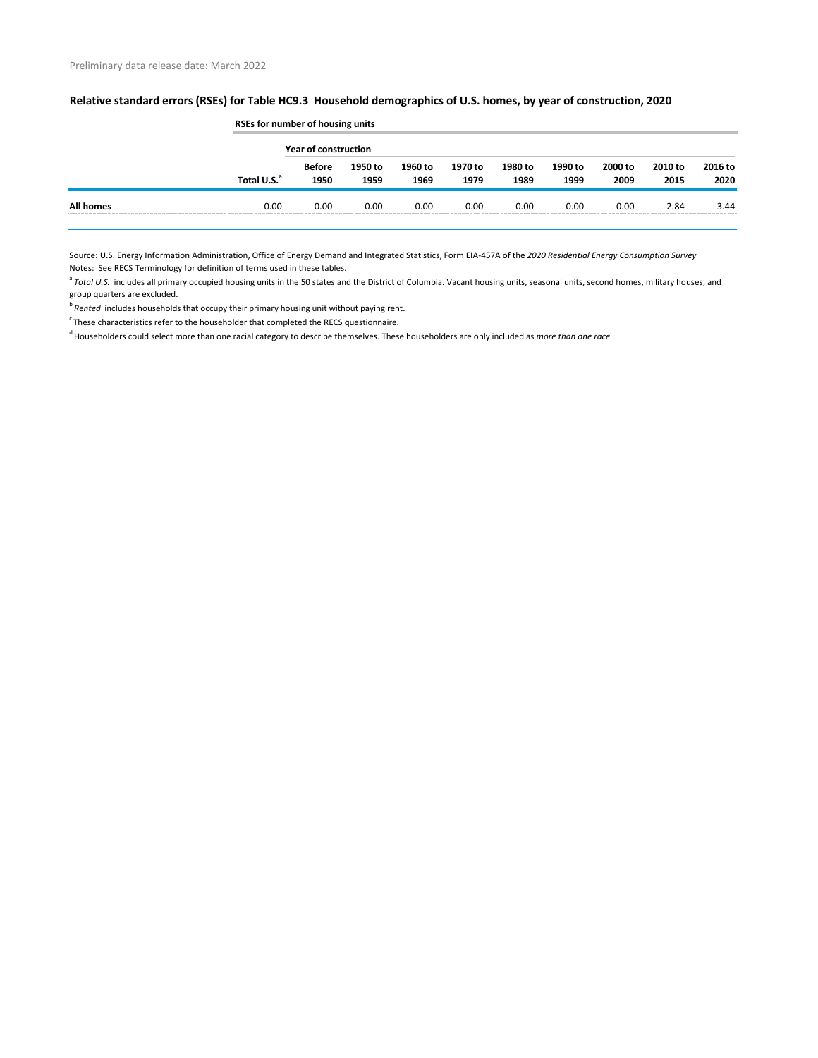Preliminary data release date: March 2022

## Relative standard errors (RSEs) for Table HC9.3 Household demographics of U.S. homes, by year of construction, 2020

| | RSEs for number of housing units | | | | | | | | | |
|---|---|---|---|---|---|---|---|---|---|---|
| | | Year of construction | | | | | | | | |
| | Total U.S.[a] | Before 1950 | 1950 to 1959 | 1960 to 1969 | 1970 to 1979 | 1980 to 1989 | 1990 to 1999 | 2000 to 2009 | 2010 to 2015 | 2016 to 2020 |
| **All homes** | 0.00 | 0.00 | 0.00 | 0.00 | 0.00 | 0.00 | 0.00 | 0.00 | 2.84 | 3.44 |

Source: U.S. Energy Information Administration, Office of Energy Demand and Integrated Statistics, Form EIA-457A of the *2020 Residential Energy Consumption Survey*

Notes: See RECS Terminology for definition of terms used in these tables.

[a] *Total U.S.* includes all primary occupied housing units in the 50 states and the District of Columbia. Vacant housing units, seasonal units, second homes, military houses, and group quarters are excluded.

[b] *Rented* includes households that occupy their primary housing unit without paying rent.

[c] These characteristics refer to the householder that completed the RECS questionnaire.

[d] Householders could select more than one racial category to describe themselves. These householders are only included as *more than one race* .